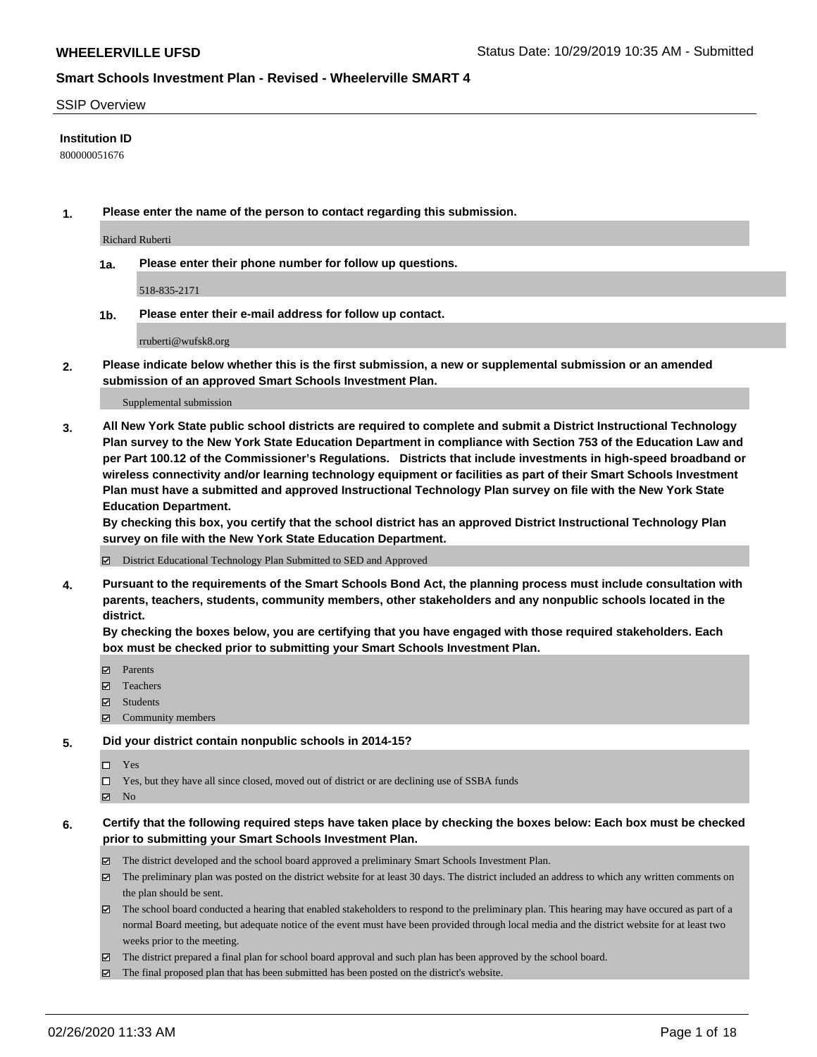**WHEELERVILLE UFSD**

Status Date: 10/29/2019 10:35 AM - Submitted

## Smart Schools Investment Plan - Revised - Wheelerville SMART 4

SSIP Overview

**Institution ID**

800000051676

**1. Please enter the name of the person to contact regarding this submission.**

Richard Ruberti

**1a. Please enter their phone number for follow up questions.**

518-835-2171

**1b. Please enter their e-mail address for follow up contact.**

rruberti@wufsk8.org

**2. Please indicate below whether this is the first submission, a new or supplemental submission or an amended submission of an approved Smart Schools Investment Plan.**

Supplemental submission

**3. All New York State public school districts are required to complete and submit a District Instructional Technology Plan survey to the New York State Education Department in compliance with Section 753 of the Education Law and per Part 100.12 of the Commissioner's Regulations. Districts that include investments in high-speed broadband or wireless connectivity and/or learning technology equipment or facilities as part of their Smart Schools Investment Plan must have a submitted and approved Instructional Technology Plan survey on file with the New York State Education Department.**
**By checking this box, you certify that the school district has an approved District Instructional Technology Plan survey on file with the New York State Education Department.**

☑ District Educational Technology Plan Submitted to SED and Approved

**4. Pursuant to the requirements of the Smart Schools Bond Act, the planning process must include consultation with parents, teachers, students, community members, other stakeholders and any nonpublic schools located in the district.**
**By checking the boxes below, you are certifying that you have engaged with those required stakeholders. Each box must be checked prior to submitting your Smart Schools Investment Plan.**

☑ Parents
☑ Teachers
☑ Students
☑ Community members

**5. Did your district contain nonpublic schools in 2014-15?**

☐ Yes
☐ Yes, but they have all since closed, moved out of district or are declining use of SSBA funds
☑ No

**6. Certify that the following required steps have taken place by checking the boxes below: Each box must be checked prior to submitting your Smart Schools Investment Plan.**

☑ The district developed and the school board approved a preliminary Smart Schools Investment Plan.
☑ The preliminary plan was posted on the district website for at least 30 days. The district included an address to which any written comments on the plan should be sent.
☑ The school board conducted a hearing that enabled stakeholders to respond to the preliminary plan. This hearing may have occured as part of a normal Board meeting, but adequate notice of the event must have been provided through local media and the district website for at least two weeks prior to the meeting.
☑ The district prepared a final plan for school board approval and such plan has been approved by the school board.
☑ The final proposed plan that has been submitted has been posted on the district's website.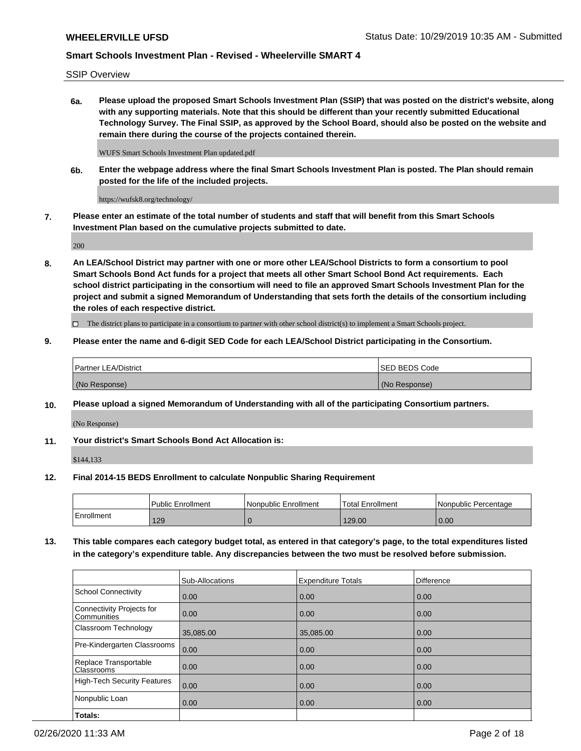SSIP Overview

**6a. Please upload the proposed Smart Schools Investment Plan (SSIP) that was posted on the district's website, along with any supporting materials. Note that this should be different than your recently submitted Educational Technology Survey. The Final SSIP, as approved by the School Board, should also be posted on the website and remain there during the course of the projects contained therein.**

WUFS Smart Schools Investment Plan updated.pdf

**6b. Enter the webpage address where the final Smart Schools Investment Plan is posted. The Plan should remain posted for the life of the included projects.**

https://wufsk8.org/technology/

**7. Please enter an estimate of the total number of students and staff that will benefit from this Smart Schools Investment Plan based on the cumulative projects submitted to date.**

200

**8. An LEA/School District may partner with one or more other LEA/School Districts to form a consortium to pool Smart Schools Bond Act funds for a project that meets all other Smart School Bond Act requirements. Each school district participating in the consortium will need to file an approved Smart Schools Investment Plan for the project and submit a signed Memorandum of Understanding that sets forth the details of the consortium including the roles of each respective district.**

☐ The district plans to participate in a consortium to partner with other school district(s) to implement a Smart Schools project.

**9. Please enter the name and 6-digit SED Code for each LEA/School District participating in the Consortium.**

| Partner LEA/District | SED BEDS Code |
|---|---|
| (No Response) | (No Response) |

**10. Please upload a signed Memorandum of Understanding with all of the participating Consortium partners.**

(No Response)

**11. Your district's Smart Schools Bond Act Allocation is:**

$144,133

**12. Final 2014-15 BEDS Enrollment to calculate Nonpublic Sharing Requirement**

| | Public Enrollment | Nonpublic Enrollment | Total Enrollment | Nonpublic Percentage |
|---|---|---|---|---|
| Enrollment | 129 | 0 | 129.00 | 0.00 |

**13. This table compares each category budget total, as entered in that category's page, to the total expenditures listed in the category's expenditure table. Any discrepancies between the two must be resolved before submission.**

| | Sub-Allocations | Expenditure Totals | Difference |
|---|---|---|---|
| School Connectivity | 0.00 | 0.00 | 0.00 |
| Connectivity Projects for Communities | 0.00 | 0.00 | 0.00 |
| Classroom Technology | 35,085.00 | 35,085.00 | 0.00 |
| Pre-Kindergarten Classrooms | 0.00 | 0.00 | 0.00 |
| Replace Transportable Classrooms | 0.00 | 0.00 | 0.00 |
| High-Tech Security Features | 0.00 | 0.00 | 0.00 |
| Nonpublic Loan | 0.00 | 0.00 | 0.00 |
| **Totals:** | | | |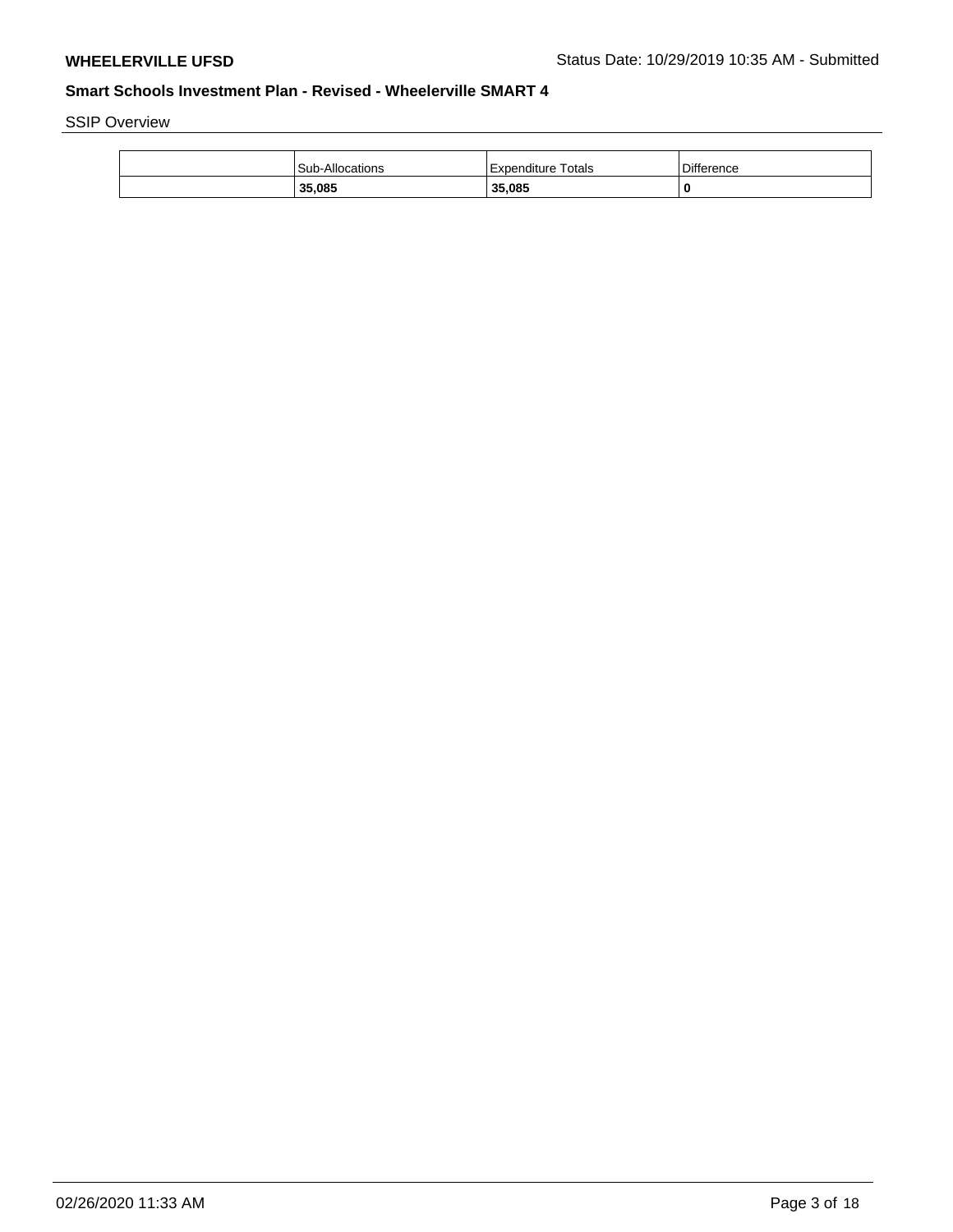**WHEELERVILLE UFSD** Status Date: 10/29/2019 10:35 AM - Submitted

**Smart Schools Investment Plan - Revised - Wheelerville SMART 4**

SSIP Overview

| | Sub-Allocations | Expenditure Totals | Difference |
|---|---|---|---|
| | **35,085** | **35,085** | **0** |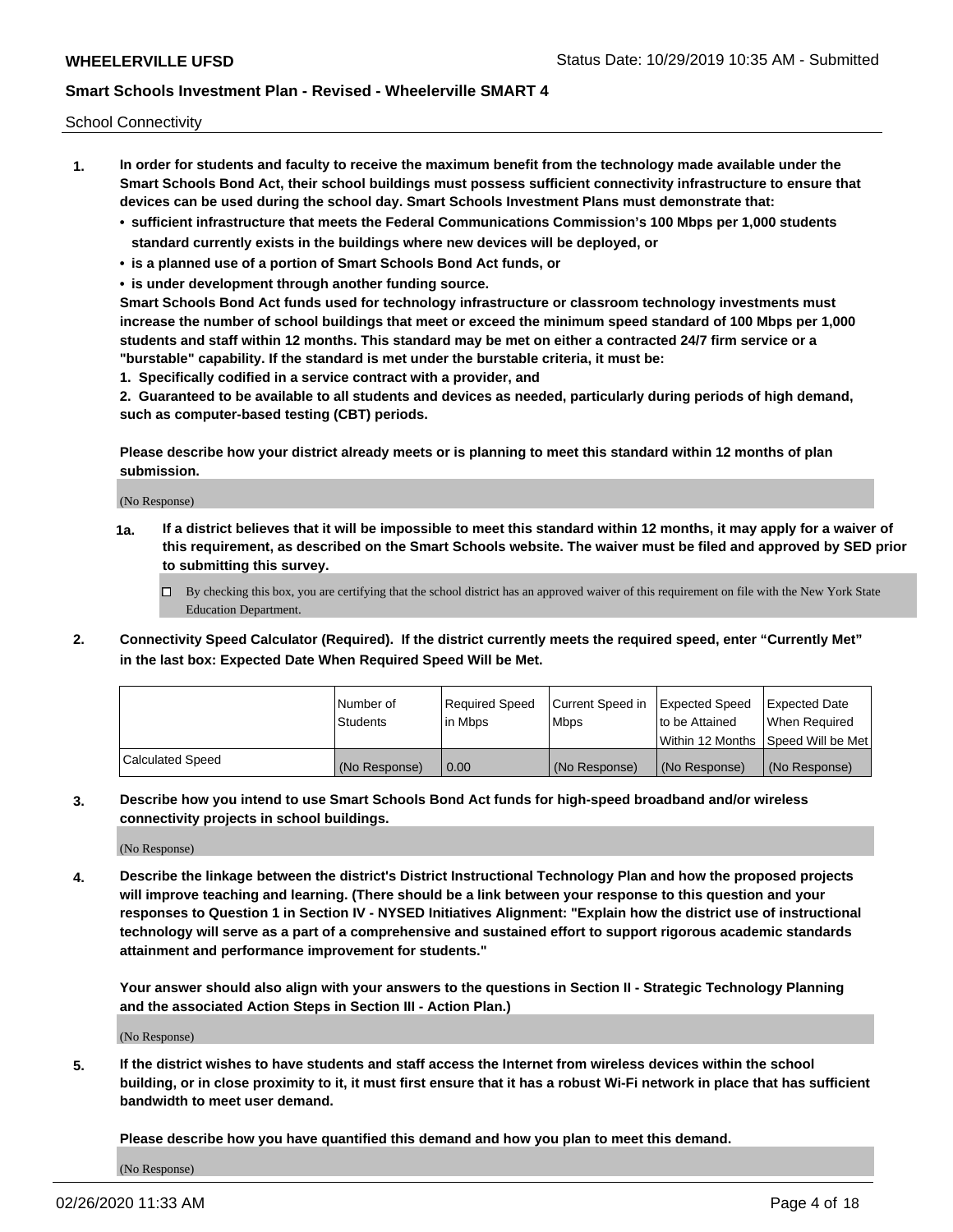School Connectivity

1. **In order for students and faculty to receive the maximum benefit from the technology made available under the Smart Schools Bond Act, their school buildings must possess sufficient connectivity infrastructure to ensure that devices can be used during the school day. Smart Schools Investment Plans must demonstrate that:**
   - **sufficient infrastructure that meets the Federal Communications Commission's 100 Mbps per 1,000 students standard currently exists in the buildings where new devices will be deployed, or**
   - **is a planned use of a portion of Smart Schools Bond Act funds, or**
   - **is under development through another funding source.**

   **Smart Schools Bond Act funds used for technology infrastructure or classroom technology investments must increase the number of school buildings that meet or exceed the minimum speed standard of 100 Mbps per 1,000 students and staff within 12 months. This standard may be met on either a contracted 24/7 firm service or a "burstable" capability. If the standard is met under the burstable criteria, it must be:**

   **1. Specifically codified in a service contract with a provider, and**

   **2. Guaranteed to be available to all students and devices as needed, particularly during periods of high demand, such as computer-based testing (CBT) periods.**

   **Please describe how your district already meets or is planning to meet this standard within 12 months of plan submission.**

   (No Response)

   **1a. If a district believes that it will be impossible to meet this standard within 12 months, it may apply for a waiver of this requirement, as described on the Smart Schools website. The waiver must be filed and approved by SED prior to submitting this survey.**

   ☐ By checking this box, you are certifying that the school district has an approved waiver of this requirement on file with the New York State Education Department.

2. **Connectivity Speed Calculator (Required). If the district currently meets the required speed, enter "Currently Met" in the last box: Expected Date When Required Speed Will be Met.**

| | Number of Students | Required Speed in Mbps | Current Speed in Mbps | Expected Speed to be Attained Within 12 Months | Expected Date When Required Speed Will be Met |
|---|---|---|---|---|---|
| Calculated Speed | (No Response) | 0.00 | (No Response) | (No Response) | (No Response) |

3. **Describe how you intend to use Smart Schools Bond Act funds for high-speed broadband and/or wireless connectivity projects in school buildings.**

   (No Response)

4. **Describe the linkage between the district's District Instructional Technology Plan and how the proposed projects will improve teaching and learning. (There should be a link between your response to this question and your responses to Question 1 in Section IV - NYSED Initiatives Alignment: "Explain how the district use of instructional technology will serve as a part of a comprehensive and sustained effort to support rigorous academic standards attainment and performance improvement for students."**

   **Your answer should also align with your answers to the questions in Section II - Strategic Technology Planning and the associated Action Steps in Section III - Action Plan.)**

   (No Response)

5. **If the district wishes to have students and staff access the Internet from wireless devices within the school building, or in close proximity to it, it must first ensure that it has a robust Wi-Fi network in place that has sufficient bandwidth to meet user demand.**

   **Please describe how you have quantified this demand and how you plan to meet this demand.**

   (No Response)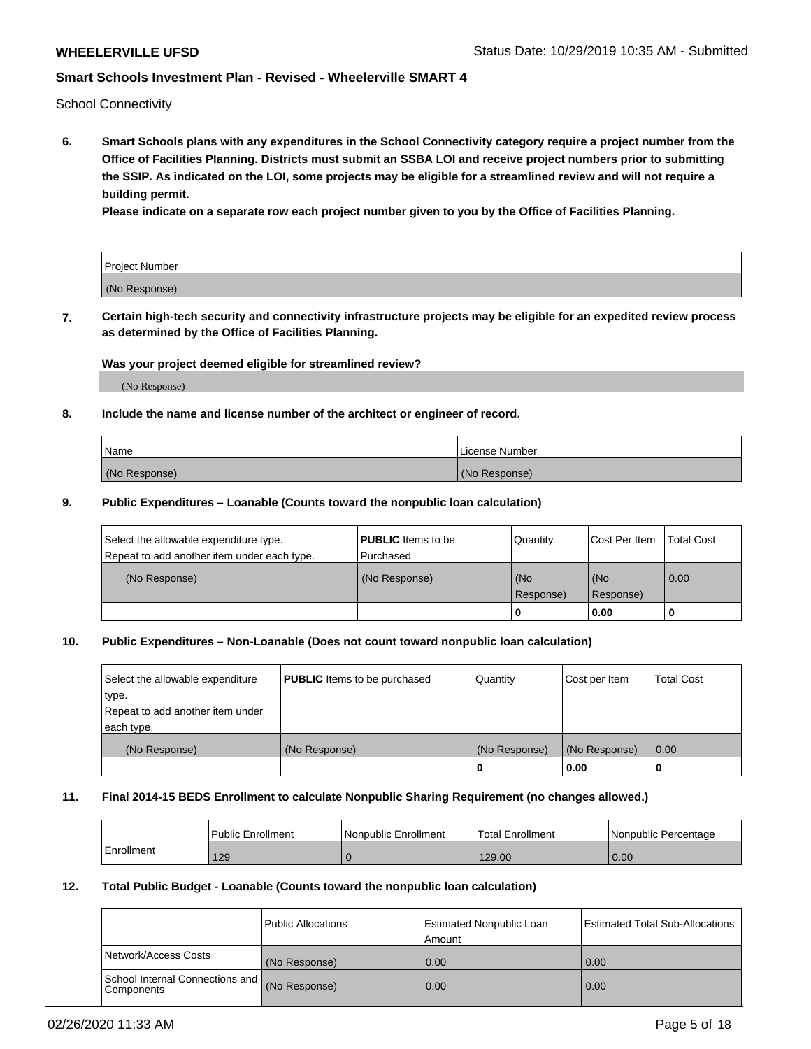School Connectivity

**6. Smart Schools plans with any expenditures in the School Connectivity category require a project number from the Office of Facilities Planning. Districts must submit an SSBA LOI and receive project numbers prior to submitting the SSIP. As indicated on the LOI, some projects may be eligible for a streamlined review and will not require a building permit.**

**Please indicate on a separate row each project number given to you by the Office of Facilities Planning.**

| Project Number |
|---|
| (No Response) |

**7. Certain high-tech security and connectivity infrastructure projects may be eligible for an expedited review process as determined by the Office of Facilities Planning.**

**Was your project deemed eligible for streamlined review?**

(No Response)

**8. Include the name and license number of the architect or engineer of record.**

| Name | License Number |
|---|---|
| (No Response) | (No Response) |

**9. Public Expenditures – Loanable (Counts toward the nonpublic loan calculation)**

| Select the allowable expenditure type. Repeat to add another item under each type. | **PUBLIC** Items to be Purchased | Quantity | Cost Per Item | Total Cost |
|---|---|---|---|---|
| (No Response) | (No Response) | (No Response) | (No Response) | 0.00 |
| | | 0 | 0.00 | 0 |

**10. Public Expenditures – Non-Loanable (Does not count toward nonpublic loan calculation)**

| Select the allowable expenditure type. Repeat to add another item under each type. | **PUBLIC** Items to be purchased | Quantity | Cost per Item | Total Cost |
|---|---|---|---|---|
| (No Response) | (No Response) | (No Response) | (No Response) | 0.00 |
| | | 0 | 0.00 | 0 |

**11. Final 2014-15 BEDS Enrollment to calculate Nonpublic Sharing Requirement (no changes allowed.)**

| | Public Enrollment | Nonpublic Enrollment | Total Enrollment | Nonpublic Percentage |
|---|---|---|---|---|
| Enrollment | 129 | 0 | 129.00 | 0.00 |

**12. Total Public Budget - Loanable (Counts toward the nonpublic loan calculation)**

| | Public Allocations | Estimated Nonpublic Loan Amount | Estimated Total Sub-Allocations |
|---|---|---|---|
| Network/Access Costs | (No Response) | 0.00 | 0.00 |
| School Internal Connections and Components | (No Response) | 0.00 | 0.00 |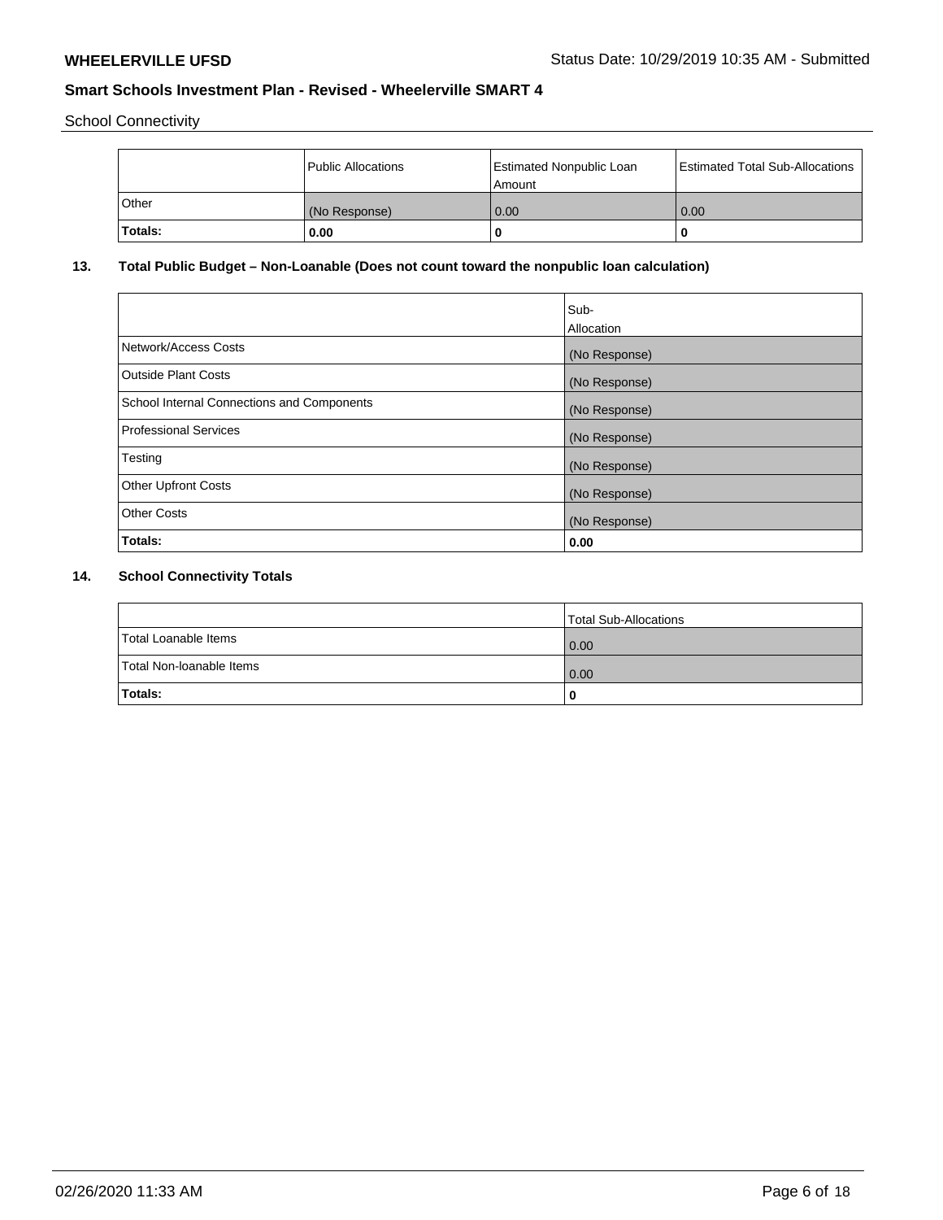School Connectivity

|  | Public Allocations | Estimated Nonpublic Loan Amount | Estimated Total Sub-Allocations |
|---|---|---|---|
| Other | (No Response) | 0.00 | 0.00 |
| **Totals:** | **0.00** | **0** | **0** |

**13. Total Public Budget – Non-Loanable (Does not count toward the nonpublic loan calculation)**

|  | Sub-Allocation |
|---|---|
| Network/Access Costs | (No Response) |
| Outside Plant Costs | (No Response) |
| School Internal Connections and Components | (No Response) |
| Professional Services | (No Response) |
| Testing | (No Response) |
| Other Upfront Costs | (No Response) |
| Other Costs | (No Response) |
| **Totals:** | **0.00** |

**14. School Connectivity Totals**

|  | Total Sub-Allocations |
|---|---|
| Total Loanable Items | 0.00 |
| Total Non-loanable Items | 0.00 |
| **Totals:** | **0** |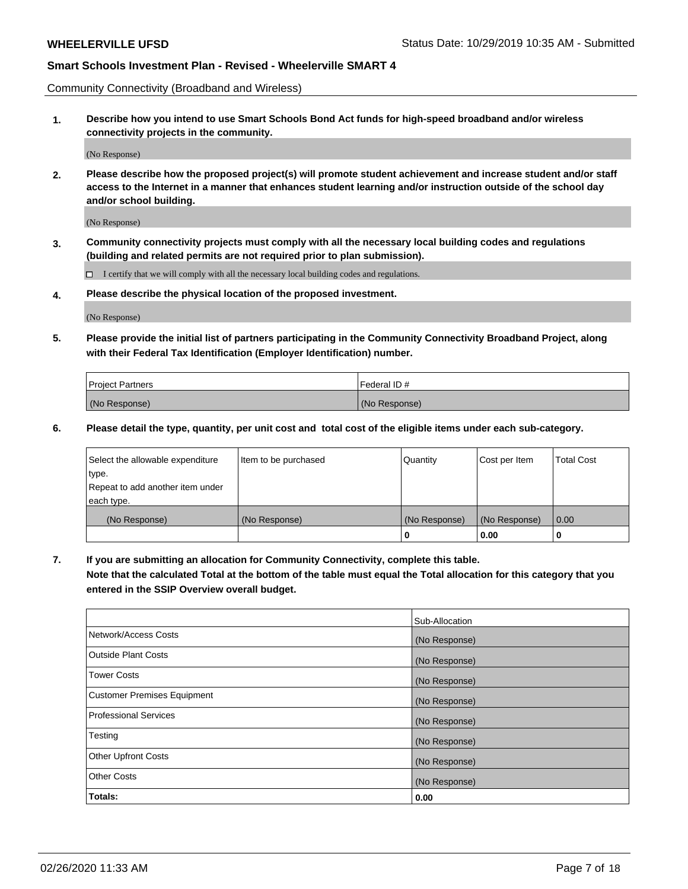Community Connectivity (Broadband and Wireless)

**1. Describe how you intend to use Smart Schools Bond Act funds for high-speed broadband and/or wireless connectivity projects in the community.**

(No Response)

**2. Please describe how the proposed project(s) will promote student achievement and increase student and/or staff access to the Internet in a manner that enhances student learning and/or instruction outside of the school day and/or school building.**

(No Response)

**3. Community connectivity projects must comply with all the necessary local building codes and regulations (building and related permits are not required prior to plan submission).**

☐ I certify that we will comply with all the necessary local building codes and regulations.

**4. Please describe the physical location of the proposed investment.**

(No Response)

**5. Please provide the initial list of partners participating in the Community Connectivity Broadband Project, along with their Federal Tax Identification (Employer Identification) number.**

| Project Partners | Federal ID # |
|---|---|
| (No Response) | (No Response) |

**6. Please detail the type, quantity, per unit cost and total cost of the eligible items under each sub-category.**

| Select the allowable expenditure type. Repeat to add another item under each type. | Item to be purchased | Quantity | Cost per Item | Total Cost |
|---|---|---|---|---|
| (No Response) | (No Response) | (No Response) | (No Response) | 0.00 |
| | | **0** | **0.00** | **0** |

**7. If you are submitting an allocation for Community Connectivity, complete this table. Note that the calculated Total at the bottom of the table must equal the Total allocation for this category that you entered in the SSIP Overview overall budget.**

| | Sub-Allocation |
|---|---|
| Network/Access Costs | (No Response) |
| Outside Plant Costs | (No Response) |
| Tower Costs | (No Response) |
| Customer Premises Equipment | (No Response) |
| Professional Services | (No Response) |
| Testing | (No Response) |
| Other Upfront Costs | (No Response) |
| Other Costs | (No Response) |
| **Totals:** | **0.00** |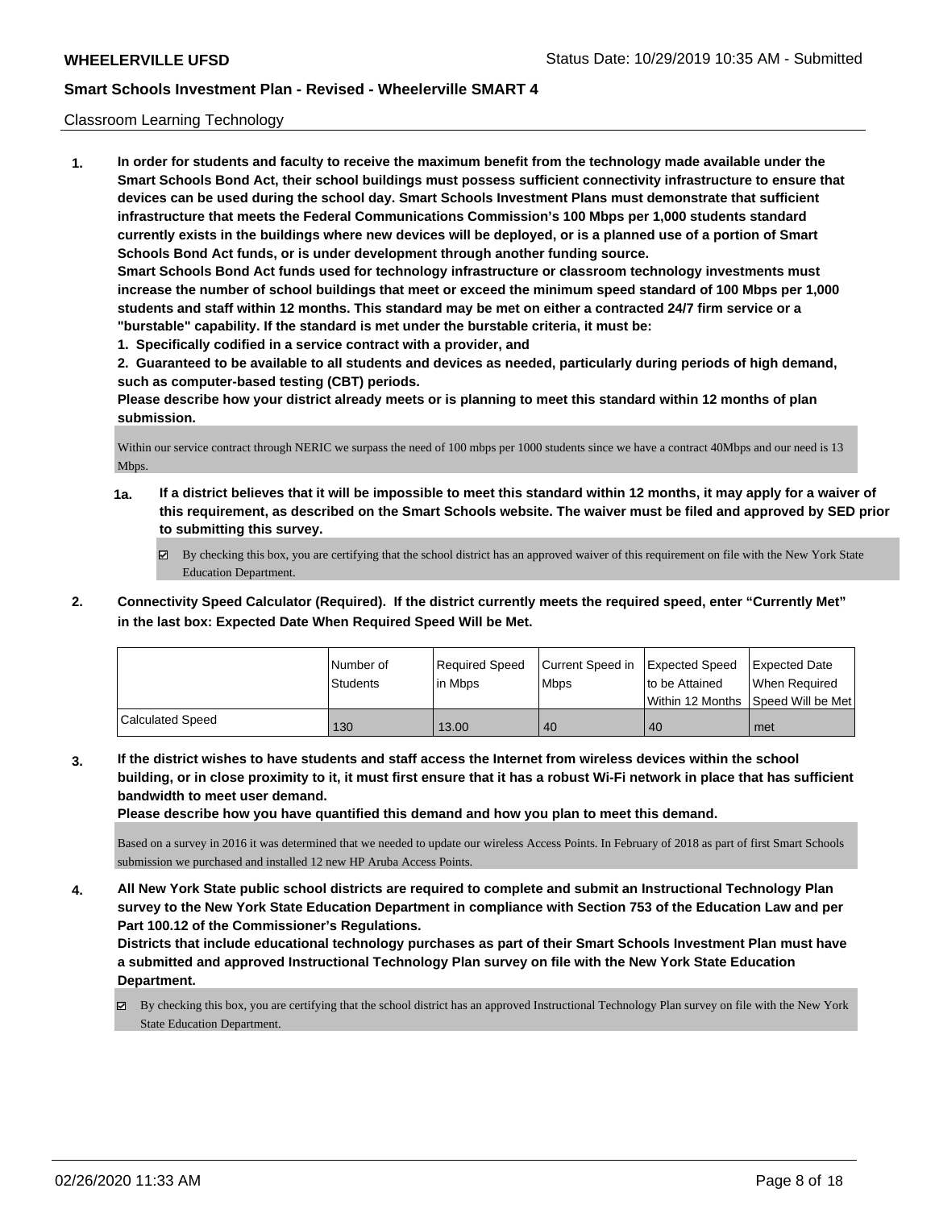Classroom Learning Technology

**1. In order for students and faculty to receive the maximum benefit from the technology made available under the Smart Schools Bond Act, their school buildings must possess sufficient connectivity infrastructure to ensure that devices can be used during the school day. Smart Schools Investment Plans must demonstrate that sufficient infrastructure that meets the Federal Communications Commission's 100 Mbps per 1,000 students standard currently exists in the buildings where new devices will be deployed, or is a planned use of a portion of Smart Schools Bond Act funds, or is under development through another funding source.**

**Smart Schools Bond Act funds used for technology infrastructure or classroom technology investments must increase the number of school buildings that meet or exceed the minimum speed standard of 100 Mbps per 1,000 students and staff within 12 months. This standard may be met on either a contracted 24/7 firm service or a "burstable" capability. If the standard is met under the burstable criteria, it must be:**

**1. Specifically codified in a service contract with a provider, and**

**2. Guaranteed to be available to all students and devices as needed, particularly during periods of high demand, such as computer-based testing (CBT) periods.**

**Please describe how your district already meets or is planning to meet this standard within 12 months of plan submission.**

Within our service contract through NERIC we surpass the need of 100 mbps per 1000 students since we have a contract 40Mbps and our need is 13 Mbps.

**1a. If a district believes that it will be impossible to meet this standard within 12 months, it may apply for a waiver of this requirement, as described on the Smart Schools website. The waiver must be filed and approved by SED prior to submitting this survey.**

☑ By checking this box, you are certifying that the school district has an approved waiver of this requirement on file with the New York State Education Department.

**2. Connectivity Speed Calculator (Required). If the district currently meets the required speed, enter "Currently Met" in the last box: Expected Date When Required Speed Will be Met.**

| | Number of Students | Required Speed in Mbps | Current Speed in Mbps | Expected Speed to be Attained Within 12 Months | Expected Date When Required Speed Will be Met |
|---|---|---|---|---|---|
| Calculated Speed | 130 | 13.00 | 40 | 40 | met |

**3. If the district wishes to have students and staff access the Internet from wireless devices within the school building, or in close proximity to it, it must first ensure that it has a robust Wi-Fi network in place that has sufficient bandwidth to meet user demand.**

**Please describe how you have quantified this demand and how you plan to meet this demand.**

Based on a survey in 2016 it was determined that we needed to update our wireless Access Points. In February of 2018 as part of first Smart Schools submission we purchased and installed 12 new HP Aruba Access Points.

**4. All New York State public school districts are required to complete and submit an Instructional Technology Plan survey to the New York State Education Department in compliance with Section 753 of the Education Law and per Part 100.12 of the Commissioner's Regulations.**

**Districts that include educational technology purchases as part of their Smart Schools Investment Plan must have a submitted and approved Instructional Technology Plan survey on file with the New York State Education Department.**

☑ By checking this box, you are certifying that the school district has an approved Instructional Technology Plan survey on file with the New York State Education Department.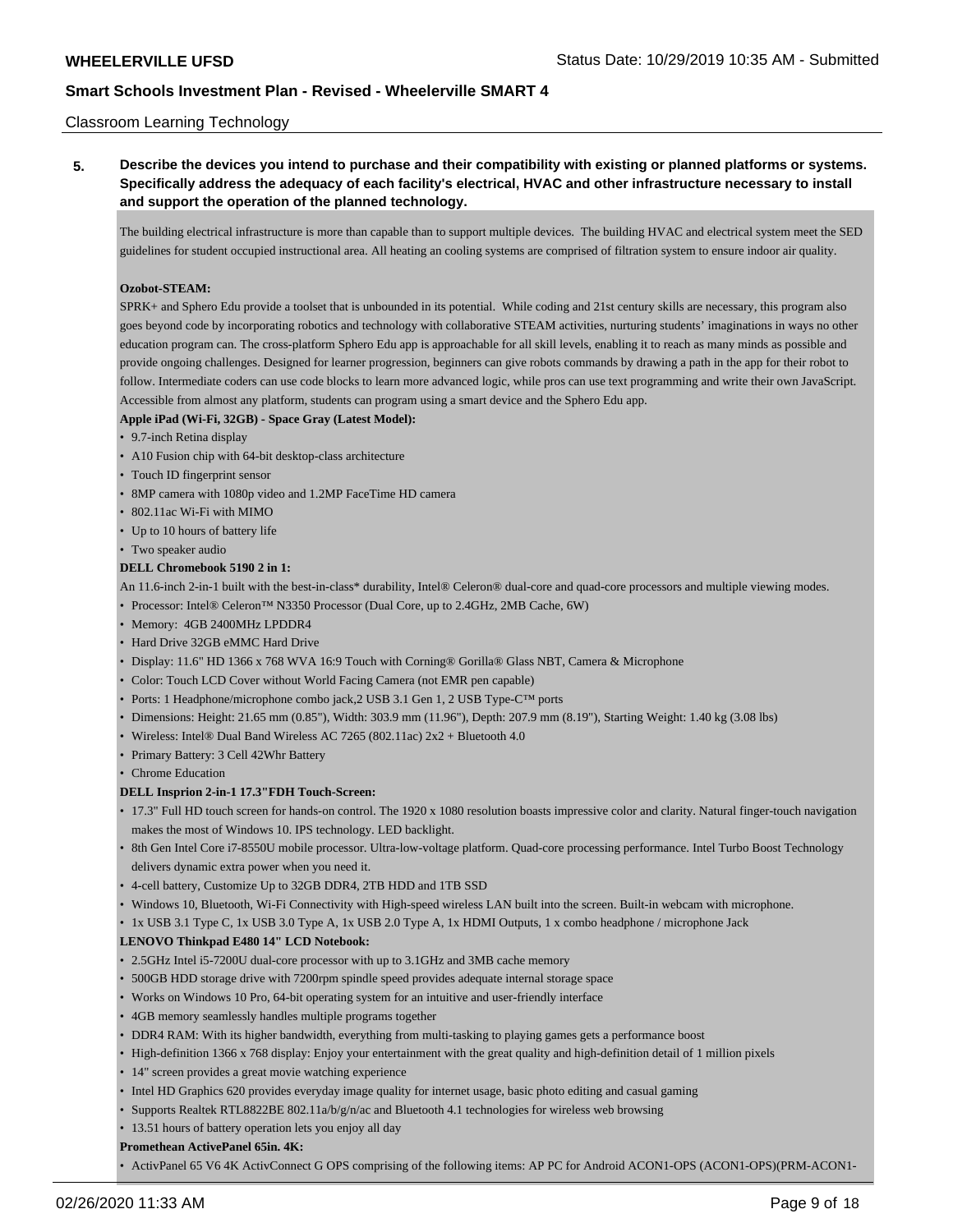Classroom Learning Technology

**5. Describe the devices you intend to purchase and their compatibility with existing or planned platforms or systems. Specifically address the adequacy of each facility's electrical, HVAC and other infrastructure necessary to install and support the operation of the planned technology.**

The building electrical infrastructure is more than capable than to support multiple devices. The building HVAC and electrical system meet the SED guidelines for student occupied instructional area. All heating an cooling systems are comprised of filtration system to ensure indoor air quality.

**Ozobot-STEAM:**

SPRK+ and Sphero Edu provide a toolset that is unbounded in its potential. While coding and 21st century skills are necessary, this program also goes beyond code by incorporating robotics and technology with collaborative STEAM activities, nurturing students' imaginations in ways no other education program can. The cross-platform Sphero Edu app is approachable for all skill levels, enabling it to reach as many minds as possible and provide ongoing challenges. Designed for learner progression, beginners can give robots commands by drawing a path in the app for their robot to follow. Intermediate coders can use code blocks to learn more advanced logic, while pros can use text programming and write their own JavaScript. Accessible from almost any platform, students can program using a smart device and the Sphero Edu app.

**Apple iPad (Wi-Fi, 32GB) - Space Gray (Latest Model):**

- 9.7-inch Retina display
- A10 Fusion chip with 64-bit desktop-class architecture
- Touch ID fingerprint sensor
- 8MP camera with 1080p video and 1.2MP FaceTime HD camera
- 802.11ac Wi-Fi with MIMO
- Up to 10 hours of battery life
- Two speaker audio

**DELL Chromebook 5190 2 in 1:**

An 11.6-inch 2-in-1 built with the best-in-class* durability, Intel® Celeron® dual-core and quad-core processors and multiple viewing modes.

- Processor: Intel® Celeron™ N3350 Processor (Dual Core, up to 2.4GHz, 2MB Cache, 6W)
- Memory: 4GB 2400MHz LPDDR4
- Hard Drive 32GB eMMC Hard Drive
- Display: 11.6" HD 1366 x 768 WVA 16:9 Touch with Corning® Gorilla® Glass NBT, Camera & Microphone
- Color: Touch LCD Cover without World Facing Camera (not EMR pen capable)
- Ports: 1 Headphone/microphone combo jack,2 USB 3.1 Gen 1, 2 USB Type-C™ ports
- Dimensions: Height: 21.65 mm (0.85"), Width: 303.9 mm (11.96"), Depth: 207.9 mm (8.19"), Starting Weight: 1.40 kg (3.08 lbs)
- Wireless: Intel® Dual Band Wireless AC 7265 (802.11ac) 2x2 + Bluetooth 4.0
- Primary Battery: 3 Cell 42Whr Battery
- Chrome Education

**DELL Insprion 2-in-1 17.3"FDH Touch-Screen:**

- 17.3" Full HD touch screen for hands-on control. The 1920 x 1080 resolution boasts impressive color and clarity. Natural finger-touch navigation makes the most of Windows 10. IPS technology. LED backlight.
- 8th Gen Intel Core i7-8550U mobile processor. Ultra-low-voltage platform. Quad-core processing performance. Intel Turbo Boost Technology delivers dynamic extra power when you need it.
- 4-cell battery, Customize Up to 32GB DDR4, 2TB HDD and 1TB SSD
- Windows 10, Bluetooth, Wi-Fi Connectivity with High-speed wireless LAN built into the screen. Built-in webcam with microphone.
- 1x USB 3.1 Type C, 1x USB 3.0 Type A, 1x USB 2.0 Type A, 1x HDMI Outputs, 1 x combo headphone / microphone Jack

**LENOVO Thinkpad E480 14" LCD Notebook:**

- 2.5GHz Intel i5-7200U dual-core processor with up to 3.1GHz and 3MB cache memory
- 500GB HDD storage drive with 7200rpm spindle speed provides adequate internal storage space
- Works on Windows 10 Pro, 64-bit operating system for an intuitive and user-friendly interface
- 4GB memory seamlessly handles multiple programs together
- DDR4 RAM: With its higher bandwidth, everything from multi-tasking to playing games gets a performance boost
- High-definition 1366 x 768 display: Enjoy your entertainment with the great quality and high-definition detail of 1 million pixels
- 14" screen provides a great movie watching experience
- Intel HD Graphics 620 provides everyday image quality for internet usage, basic photo editing and casual gaming
- Supports Realtek RTL8822BE 802.11a/b/g/n/ac and Bluetooth 4.1 technologies for wireless web browsing
- 13.51 hours of battery operation lets you enjoy all day

**Promethean ActivePanel 65in. 4K:**

- ActivPanel 65 V6 4K ActivConnect G OPS comprising of the following items: AP PC for Android ACON1-OPS (ACON1-OPS)(PRM-ACON1-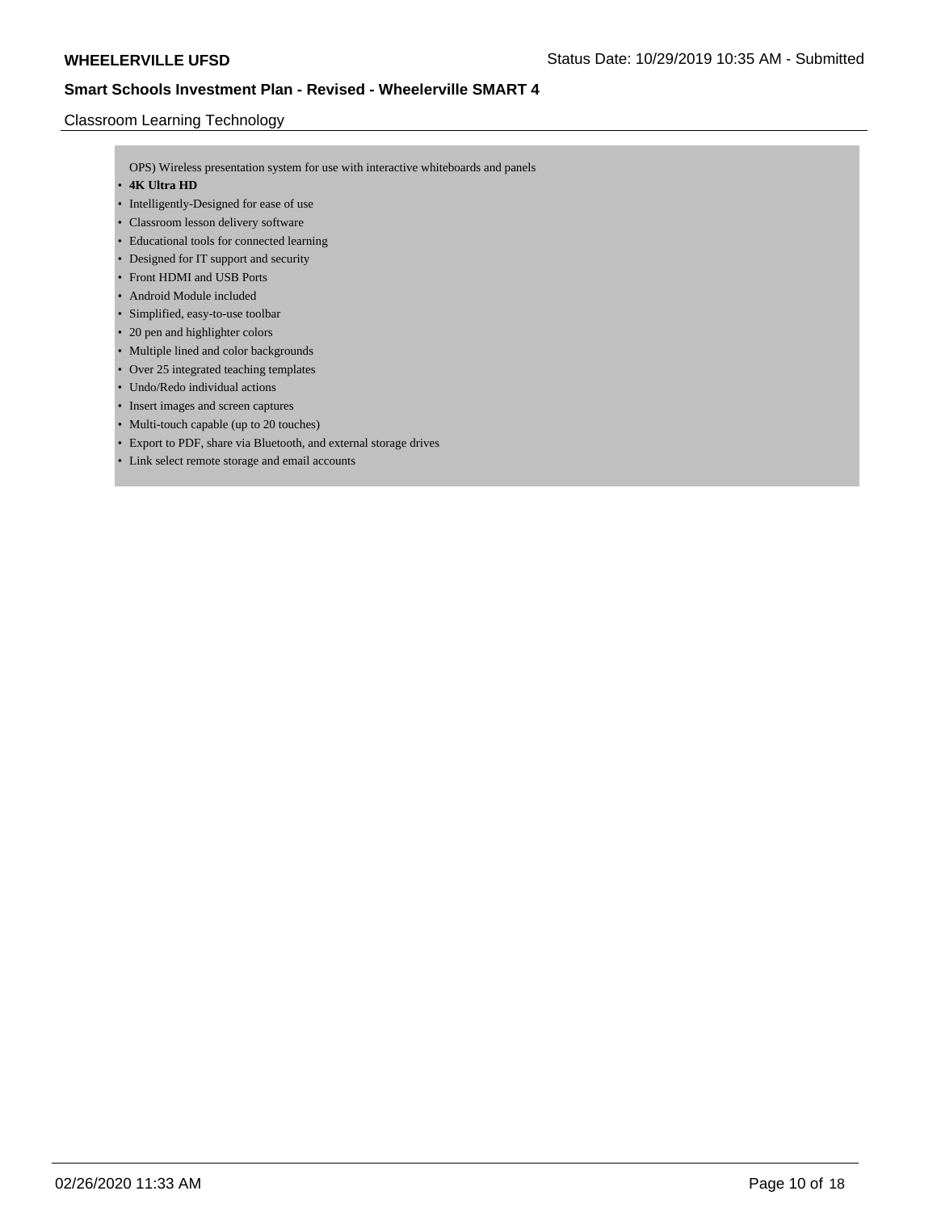Classroom Learning Technology

OPS) Wireless presentation system for use with interactive whiteboards and panels

- **4K Ultra HD**
- Intelligently-Designed for ease of use
- Classroom lesson delivery software
- Educational tools for connected learning
- Designed for IT support and security
- Front HDMI and USB Ports
- Android Module included
- Simplified, easy-to-use toolbar
- 20 pen and highlighter colors
- Multiple lined and color backgrounds
- Over 25 integrated teaching templates
- Undo/Redo individual actions
- Insert images and screen captures
- Multi-touch capable (up to 20 touches)
- Export to PDF, share via Bluetooth, and external storage drives
- Link select remote storage and email accounts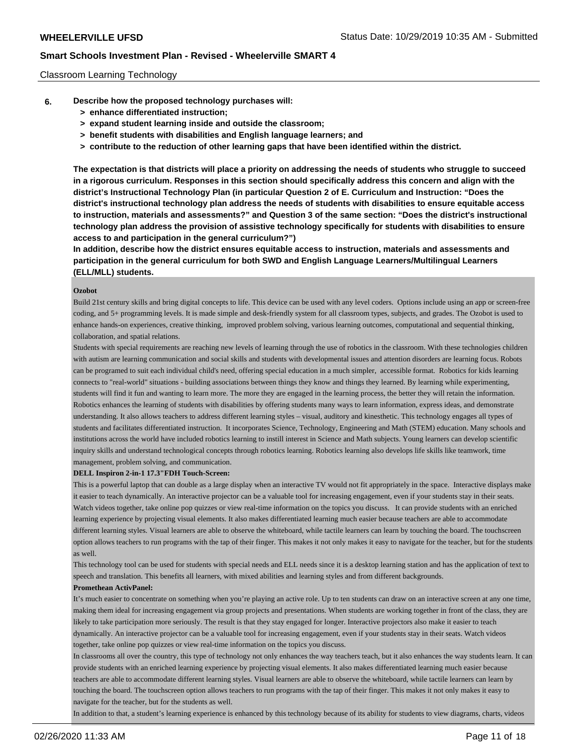Classroom Learning Technology

**6. Describe how the proposed technology purchases will:**

- **> enhance differentiated instruction;**
- **> expand student learning inside and outside the classroom;**
- **> benefit students with disabilities and English language learners; and**
- **> contribute to the reduction of other learning gaps that have been identified within the district.**

**The expectation is that districts will place a priority on addressing the needs of students who struggle to succeed in a rigorous curriculum. Responses in this section should specifically address this concern and align with the district's Instructional Technology Plan (in particular Question 2 of E. Curriculum and Instruction: "Does the district's instructional technology plan address the needs of students with disabilities to ensure equitable access to instruction, materials and assessments?" and Question 3 of the same section: "Does the district's instructional technology plan address the provision of assistive technology specifically for students with disabilities to ensure access to and participation in the general curriculum?")**

**In addition, describe how the district ensures equitable access to instruction, materials and assessments and participation in the general curriculum for both SWD and English Language Learners/Multilingual Learners (ELL/MLL) students.**

**Ozobot**

Build 21st century skills and bring digital concepts to life. This device can be used with any level coders. Options include using an app or screen-free coding, and 5+ programming levels. It is made simple and desk-friendly system for all classroom types, subjects, and grades. The Ozobot is used to enhance hands-on experiences, creative thinking, improved problem solving, various learning outcomes, computational and sequential thinking, collaboration, and spatial relations.

Students with special requirements are reaching new levels of learning through the use of robotics in the classroom. With these technologies children with autism are learning communication and social skills and students with developmental issues and attention disorders are learning focus. Robots can be programed to suit each individual child's need, offering special education in a much simpler, accessible format. Robotics for kids learning connects to "real-world" situations - building associations between things they know and things they learned. By learning while experimenting, students will find it fun and wanting to learn more. The more they are engaged in the learning process, the better they will retain the information. Robotics enhances the learning of students with disabilities by offering students many ways to learn information, express ideas, and demonstrate understanding. It also allows teachers to address different learning styles – visual, auditory and kinesthetic. This technology engages all types of students and facilitates differentiated instruction. It incorporates Science, Technology, Engineering and Math (STEM) education. Many schools and institutions across the world have included robotics learning to instill interest in Science and Math subjects. Young learners can develop scientific inquiry skills and understand technological concepts through robotics learning. Robotics learning also develops life skills like teamwork, time management, problem solving, and communication.

**DELL Inspiron 2-in-1 17.3"FDH Touch-Screen:**

This is a powerful laptop that can double as a large display when an interactive TV would not fit appropriately in the space. Interactive displays make it easier to teach dynamically. An interactive projector can be a valuable tool for increasing engagement, even if your students stay in their seats. Watch videos together, take online pop quizzes or view real-time information on the topics you discuss. It can provide students with an enriched learning experience by projecting visual elements. It also makes differentiated learning much easier because teachers are able to accommodate different learning styles. Visual learners are able to observe the whiteboard, while tactile learners can learn by touching the board. The touchscreen option allows teachers to run programs with the tap of their finger. This makes it not only makes it easy to navigate for the teacher, but for the students as well.

This technology tool can be used for students with special needs and ELL needs since it is a desktop learning station and has the application of text to speech and translation. This benefits all learners, with mixed abilities and learning styles and from different backgrounds.

**Promethean ActivPanel:**

It's much easier to concentrate on something when you're playing an active role. Up to ten students can draw on an interactive screen at any one time, making them ideal for increasing engagement via group projects and presentations. When students are working together in front of the class, they are likely to take participation more seriously. The result is that they stay engaged for longer. Interactive projectors also make it easier to teach dynamically. An interactive projector can be a valuable tool for increasing engagement, even if your students stay in their seats. Watch videos together, take online pop quizzes or view real-time information on the topics you discuss.

In classrooms all over the country, this type of technology not only enhances the way teachers teach, but it also enhances the way students learn. It can provide students with an enriched learning experience by projecting visual elements. It also makes differentiated learning much easier because teachers are able to accommodate different learning styles. Visual learners are able to observe the whiteboard, while tactile learners can learn by touching the board. The touchscreen option allows teachers to run programs with the tap of their finger. This makes it not only makes it easy to navigate for the teacher, but for the students as well.

In addition to that, a student's learning experience is enhanced by this technology because of its ability for students to view diagrams, charts, videos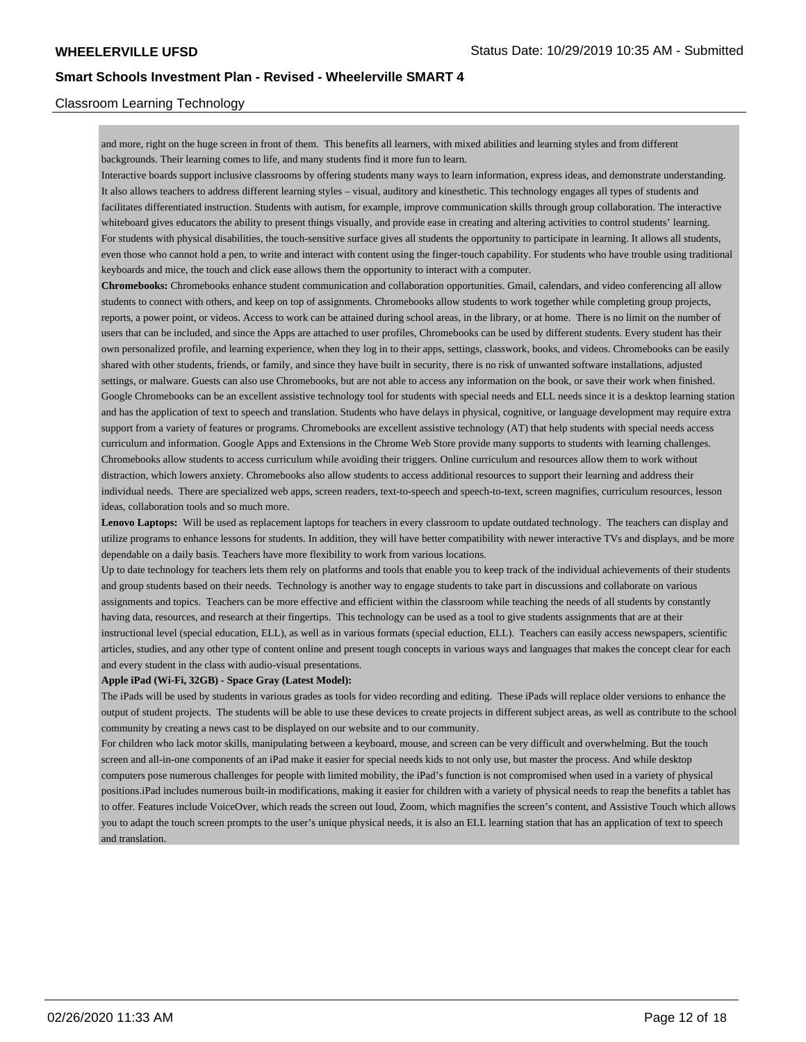and more, right on the huge screen in front of them.  This benefits all learners, with mixed abilities and learning styles and from different backgrounds. Their learning comes to life, and many students find it more fun to learn.

Interactive boards support inclusive classrooms by offering students many ways to learn information, express ideas, and demonstrate understanding. It also allows teachers to address different learning styles – visual, auditory and kinesthetic. This technology engages all types of students and facilitates differentiated instruction. Students with autism, for example, improve communication skills through group collaboration. The interactive whiteboard gives educators the ability to present things visually, and provide ease in creating and altering activities to control students' learning. For students with physical disabilities, the touch-sensitive surface gives all students the opportunity to participate in learning. It allows all students, even those who cannot hold a pen, to write and interact with content using the finger-touch capability. For students who have trouble using traditional keyboards and mice, the touch and click ease allows them the opportunity to interact with a computer.

**Chromebooks:** Chromebooks enhance student communication and collaboration opportunities. Gmail, calendars, and video conferencing all allow students to connect with others, and keep on top of assignments. Chromebooks allow students to work together while completing group projects, reports, a power point, or videos. Access to work can be attained during school areas, in the library, or at home.  There is no limit on the number of users that can be included, and since the Apps are attached to user profiles, Chromebooks can be used by different students. Every student has their own personalized profile, and learning experience, when they log in to their apps, settings, classwork, books, and videos. Chromebooks can be easily shared with other students, friends, or family, and since they have built in security, there is no risk of unwanted software installations, adjusted settings, or malware. Guests can also use Chromebooks, but are not able to access any information on the book, or save their work when finished. Google Chromebooks can be an excellent assistive technology tool for students with special needs and ELL needs since it is a desktop learning station and has the application of text to speech and translation. Students who have delays in physical, cognitive, or language development may require extra support from a variety of features or programs. Chromebooks are excellent assistive technology (AT) that help students with special needs access curriculum and information. Google Apps and Extensions in the Chrome Web Store provide many supports to students with learning challenges. Chromebooks allow students to access curriculum while avoiding their triggers. Online curriculum and resources allow them to work without distraction, which lowers anxiety. Chromebooks also allow students to access additional resources to support their learning and address their individual needs.  There are specialized web apps, screen readers, text-to-speech and speech-to-text, screen magnifies, curriculum resources, lesson ideas, collaboration tools and so much more.

**Lenovo Laptops:** Will be used as replacement laptops for teachers in every classroom to update outdated technology.  The teachers can display and utilize programs to enhance lessons for students. In addition, they will have better compatibility with newer interactive TVs and displays, and be more dependable on a daily basis. Teachers have more flexibility to work from various locations.

Up to date technology for teachers lets them rely on platforms and tools that enable you to keep track of the individual achievements of their students and group students based on their needs.  Technology is another way to engage students to take part in discussions and collaborate on various assignments and topics.  Teachers can be more effective and efficient within the classroom while teaching the needs of all students by constantly having data, resources, and research at their fingertips.  This technology can be used as a tool to give students assignments that are at their instructional level (special education, ELL), as well as in various formats (special eduction, ELL).  Teachers can easily access newspapers, scientific articles, studies, and any other type of content online and present tough concepts in various ways and languages that makes the concept clear for each and every student in the class with audio-visual presentations.

**Apple iPad (Wi-Fi, 32GB) - Space Gray (Latest Model):**

The iPads will be used by students in various grades as tools for video recording and editing.  These iPads will replace older versions to enhance the output of student projects.  The students will be able to use these devices to create projects in different subject areas, as well as contribute to the school community by creating a news cast to be displayed on our website and to our community.

For children who lack motor skills, manipulating between a keyboard, mouse, and screen can be very difficult and overwhelming. But the touch screen and all-in-one components of an iPad make it easier for special needs kids to not only use, but master the process. And while desktop computers pose numerous challenges for people with limited mobility, the iPad's function is not compromised when used in a variety of physical positions.iPad includes numerous built-in modifications, making it easier for children with a variety of physical needs to reap the benefits a tablet has to offer. Features include VoiceOver, which reads the screen out loud, Zoom, which magnifies the screen's content, and Assistive Touch which allows you to adapt the touch screen prompts to the user's unique physical needs, it is also an ELL learning station that has an application of text to speech and translation.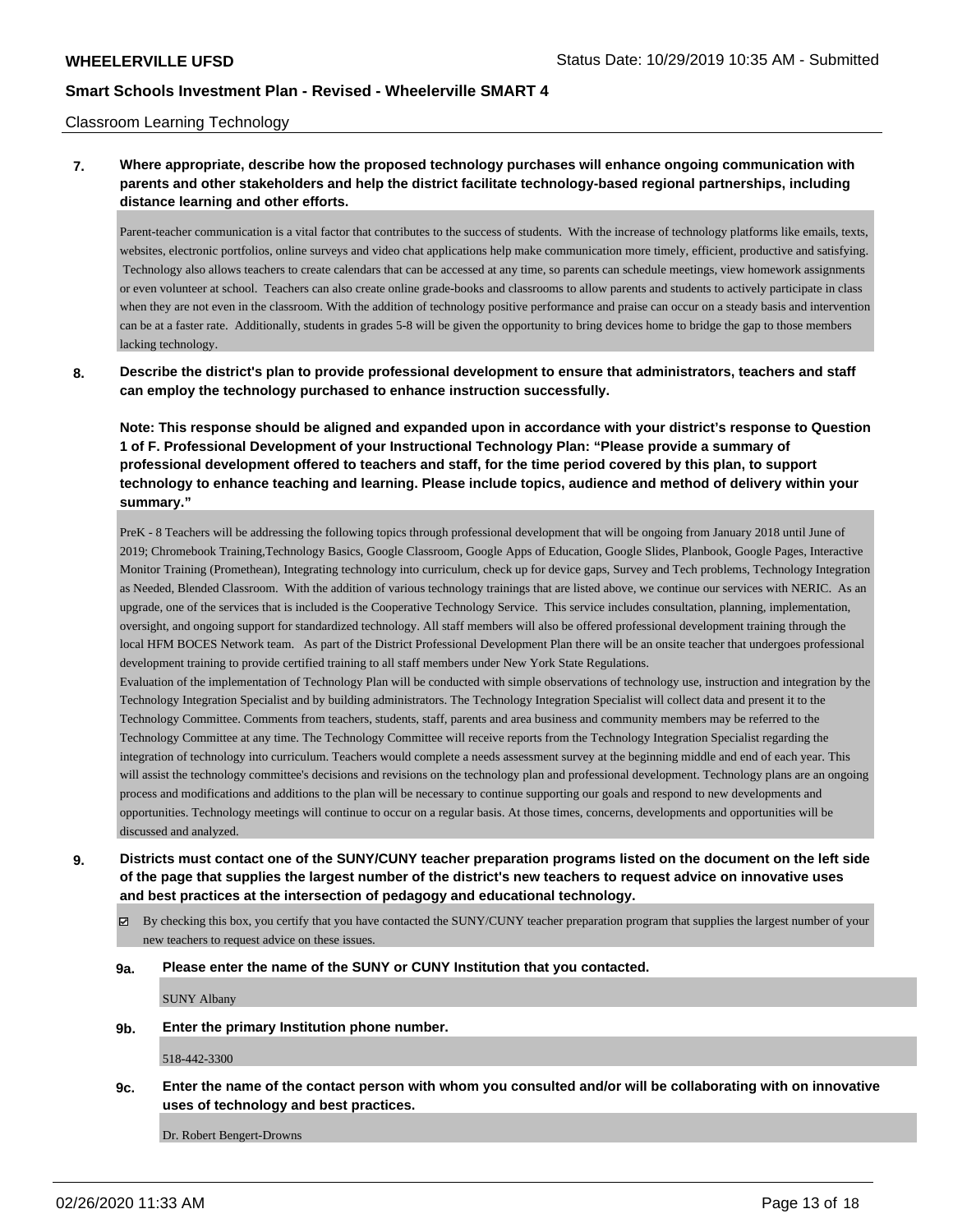## Classroom Learning Technology

**7. Where appropriate, describe how the proposed technology purchases will enhance ongoing communication with parents and other stakeholders and help the district facilitate technology-based regional partnerships, including distance learning and other efforts.**

Parent-teacher communication is a vital factor that contributes to the success of students. With the increase of technology platforms like emails, texts, websites, electronic portfolios, online surveys and video chat applications help make communication more timely, efficient, productive and satisfying. Technology also allows teachers to create calendars that can be accessed at any time, so parents can schedule meetings, view homework assignments or even volunteer at school. Teachers can also create online grade-books and classrooms to allow parents and students to actively participate in class when they are not even in the classroom. With the addition of technology positive performance and praise can occur on a steady basis and intervention can be at a faster rate. Additionally, students in grades 5-8 will be given the opportunity to bring devices home to bridge the gap to those members lacking technology.

**8. Describe the district's plan to provide professional development to ensure that administrators, teachers and staff can employ the technology purchased to enhance instruction successfully.**

**Note: This response should be aligned and expanded upon in accordance with your district's response to Question 1 of F. Professional Development of your Instructional Technology Plan: "Please provide a summary of professional development offered to teachers and staff, for the time period covered by this plan, to support technology to enhance teaching and learning. Please include topics, audience and method of delivery within your summary."**

PreK - 8 Teachers will be addressing the following topics through professional development that will be ongoing from January 2018 until June of 2019; Chromebook Training,Technology Basics, Google Classroom, Google Apps of Education, Google Slides, Planbook, Google Pages, Interactive Monitor Training (Promethean), Integrating technology into curriculum, check up for device gaps, Survey and Tech problems, Technology Integration as Needed, Blended Classroom. With the addition of various technology trainings that are listed above, we continue our services with NERIC. As an upgrade, one of the services that is included is the Cooperative Technology Service. This service includes consultation, planning, implementation, oversight, and ongoing support for standardized technology. All staff members will also be offered professional development training through the local HFM BOCES Network team. As part of the District Professional Development Plan there will be an onsite teacher that undergoes professional development training to provide certified training to all staff members under New York State Regulations.

Evaluation of the implementation of Technology Plan will be conducted with simple observations of technology use, instruction and integration by the Technology Integration Specialist and by building administrators. The Technology Integration Specialist will collect data and present it to the Technology Committee. Comments from teachers, students, staff, parents and area business and community members may be referred to the Technology Committee at any time. The Technology Committee will receive reports from the Technology Integration Specialist regarding the integration of technology into curriculum. Teachers would complete a needs assessment survey at the beginning middle and end of each year. This will assist the technology committee's decisions and revisions on the technology plan and professional development. Technology plans are an ongoing process and modifications and additions to the plan will be necessary to continue supporting our goals and respond to new developments and opportunities. Technology meetings will continue to occur on a regular basis. At those times, concerns, developments and opportunities will be discussed and analyzed.

**9. Districts must contact one of the SUNY/CUNY teacher preparation programs listed on the document on the left side of the page that supplies the largest number of the district's new teachers to request advice on innovative uses and best practices at the intersection of pedagogy and educational technology.**

☑ By checking this box, you certify that you have contacted the SUNY/CUNY teacher preparation program that supplies the largest number of your new teachers to request advice on these issues.

**9a. Please enter the name of the SUNY or CUNY Institution that you contacted.**

SUNY Albany

**9b. Enter the primary Institution phone number.**

518-442-3300

**9c. Enter the name of the contact person with whom you consulted and/or will be collaborating with on innovative uses of technology and best practices.**

Dr. Robert Bengert-Drowns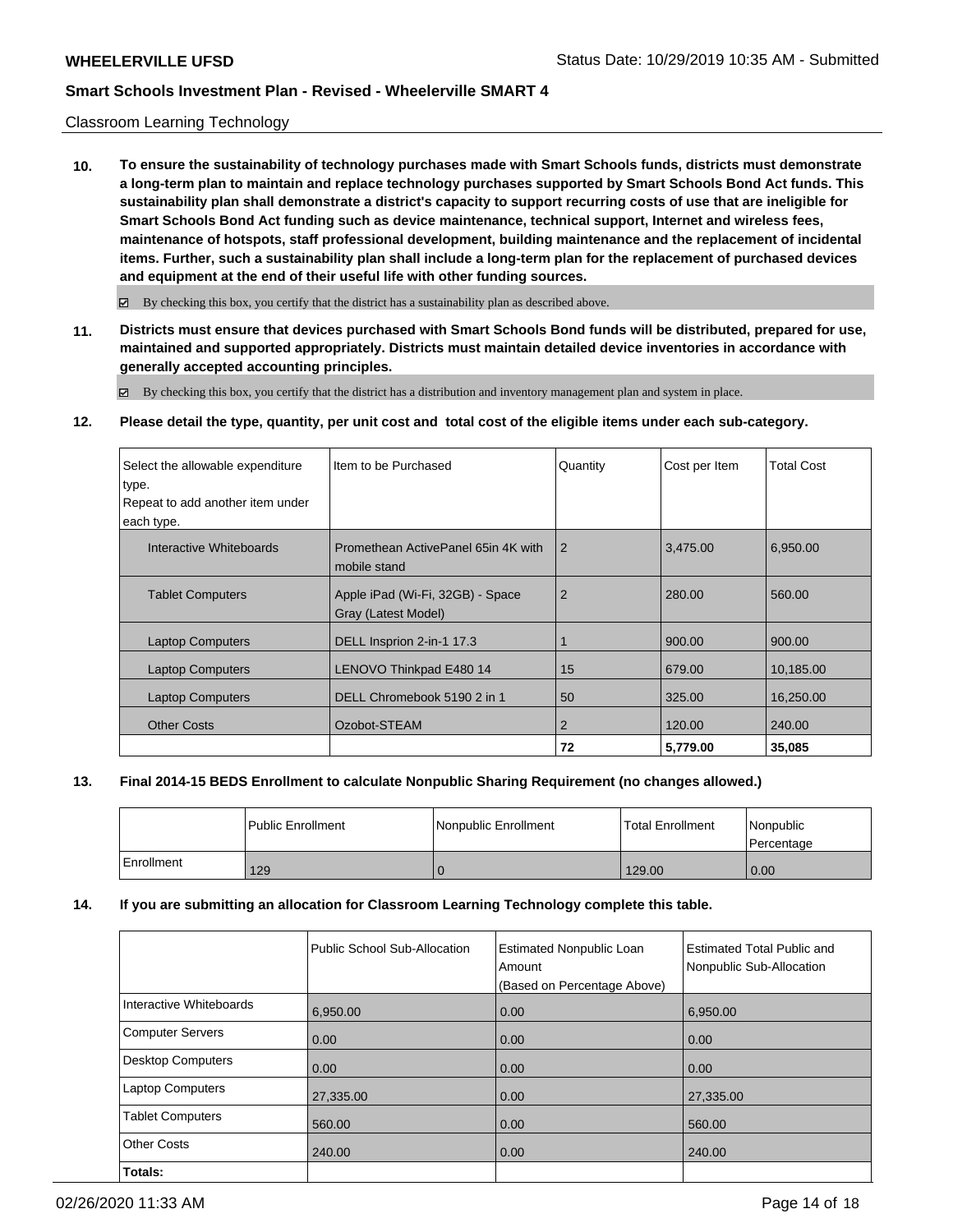Classroom Learning Technology

**10. To ensure the sustainability of technology purchases made with Smart Schools funds, districts must demonstrate a long-term plan to maintain and replace technology purchases supported by Smart Schools Bond Act funds. This sustainability plan shall demonstrate a district's capacity to support recurring costs of use that are ineligible for Smart Schools Bond Act funding such as device maintenance, technical support, Internet and wireless fees, maintenance of hotspots, staff professional development, building maintenance and the replacement of incidental items. Further, such a sustainability plan shall include a long-term plan for the replacement of purchased devices and equipment at the end of their useful life with other funding sources.**

☑ By checking this box, you certify that the district has a sustainability plan as described above.

**11. Districts must ensure that devices purchased with Smart Schools Bond funds will be distributed, prepared for use, maintained and supported appropriately. Districts must maintain detailed device inventories in accordance with generally accepted accounting principles.**

☑ By checking this box, you certify that the district has a distribution and inventory management plan and system in place.

**12. Please detail the type, quantity, per unit cost and total cost of the eligible items under each sub-category.**

| Select the allowable expenditure type. Repeat to add another item under each type. | Item to be Purchased | Quantity | Cost per Item | Total Cost |
|---|---|---|---|---|
| Interactive Whiteboards | Promethean ActivePanel 65in 4K with mobile stand | 2 | 3,475.00 | 6,950.00 |
| Tablet Computers | Apple iPad (Wi-Fi, 32GB) - Space Gray (Latest Model) | 2 | 280.00 | 560.00 |
| Laptop Computers | DELL Insprion 2-in-1 17.3 | 1 | 900.00 | 900.00 |
| Laptop Computers | LENOVO Thinkpad E480 14 | 15 | 679.00 | 10,185.00 |
| Laptop Computers | DELL Chromebook 5190 2 in 1 | 50 | 325.00 | 16,250.00 |
| Other Costs | Ozobot-STEAM | 2 | 120.00 | 240.00 |
| | | **72** | **5,779.00** | **35,085** |

**13. Final 2014-15 BEDS Enrollment to calculate Nonpublic Sharing Requirement (no changes allowed.)**

| | Public Enrollment | Nonpublic Enrollment | Total Enrollment | Nonpublic Percentage |
|---|---|---|---|---|
| Enrollment | 129 | 0 | 129.00 | 0.00 |

**14. If you are submitting an allocation for Classroom Learning Technology complete this table.**

| | Public School Sub-Allocation | Estimated Nonpublic Loan Amount (Based on Percentage Above) | Estimated Total Public and Nonpublic Sub-Allocation |
|---|---|---|---|
| Interactive Whiteboards | 6,950.00 | 0.00 | 6,950.00 |
| Computer Servers | 0.00 | 0.00 | 0.00 |
| Desktop Computers | 0.00 | 0.00 | 0.00 |
| Laptop Computers | 27,335.00 | 0.00 | 27,335.00 |
| Tablet Computers | 560.00 | 0.00 | 560.00 |
| Other Costs | 240.00 | 0.00 | 240.00 |
| **Totals:** | | | |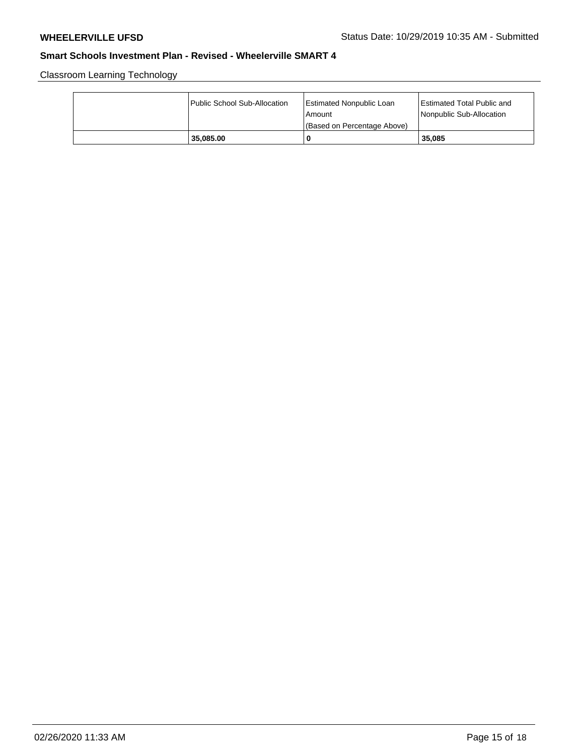Classroom Learning Technology

| | Public School Sub-Allocation | Estimated Nonpublic Loan Amount (Based on Percentage Above) | Estimated Total Public and Nonpublic Sub-Allocation |
|---|---|---|---|
| | **35,085.00** | **0** | **35,085** |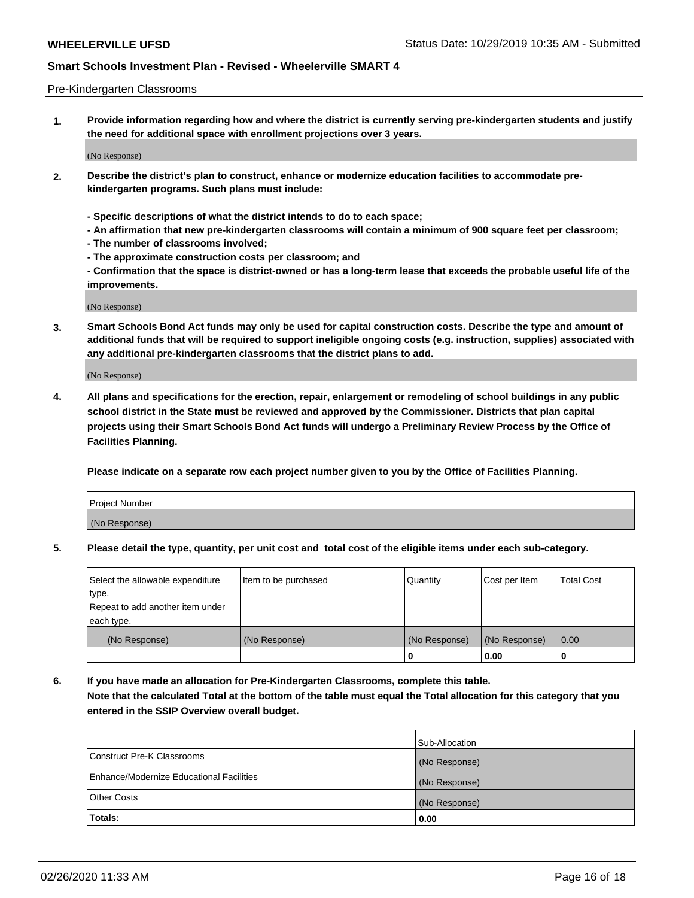Pre-Kindergarten Classrooms

**1. Provide information regarding how and where the district is currently serving pre-kindergarten students and justify the need for additional space with enrollment projections over 3 years.**

(No Response)

**2. Describe the district's plan to construct, enhance or modernize education facilities to accommodate pre-kindergarten programs. Such plans must include:**

**- Specific descriptions of what the district intends to do to each space;**
**- An affirmation that new pre-kindergarten classrooms will contain a minimum of 900 square feet per classroom;**
**- The number of classrooms involved;**
**- The approximate construction costs per classroom; and**
**- Confirmation that the space is district-owned or has a long-term lease that exceeds the probable useful life of the improvements.**

(No Response)

**3. Smart Schools Bond Act funds may only be used for capital construction costs. Describe the type and amount of additional funds that will be required to support ineligible ongoing costs (e.g. instruction, supplies) associated with any additional pre-kindergarten classrooms that the district plans to add.**

(No Response)

**4. All plans and specifications for the erection, repair, enlargement or remodeling of school buildings in any public school district in the State must be reviewed and approved by the Commissioner. Districts that plan capital projects using their Smart Schools Bond Act funds will undergo a Preliminary Review Process by the Office of Facilities Planning.**

**Please indicate on a separate row each project number given to you by the Office of Facilities Planning.**

| Project Number |
|---|
| (No Response) |

**5. Please detail the type, quantity, per unit cost and total cost of the eligible items under each sub-category.**

| Select the allowable expenditure type. Repeat to add another item under each type. | Item to be purchased | Quantity | Cost per Item | Total Cost |
|---|---|---|---|---|
| (No Response) | (No Response) | (No Response) | (No Response) | 0.00 |
| | | 0 | 0.00 | 0 |

**6. If you have made an allocation for Pre-Kindergarten Classrooms, complete this table. Note that the calculated Total at the bottom of the table must equal the Total allocation for this category that you entered in the SSIP Overview overall budget.**

| | Sub-Allocation |
|---|---|
| Construct Pre-K Classrooms | (No Response) |
| Enhance/Modernize Educational Facilities | (No Response) |
| Other Costs | (No Response) |
| **Totals:** | **0.00** |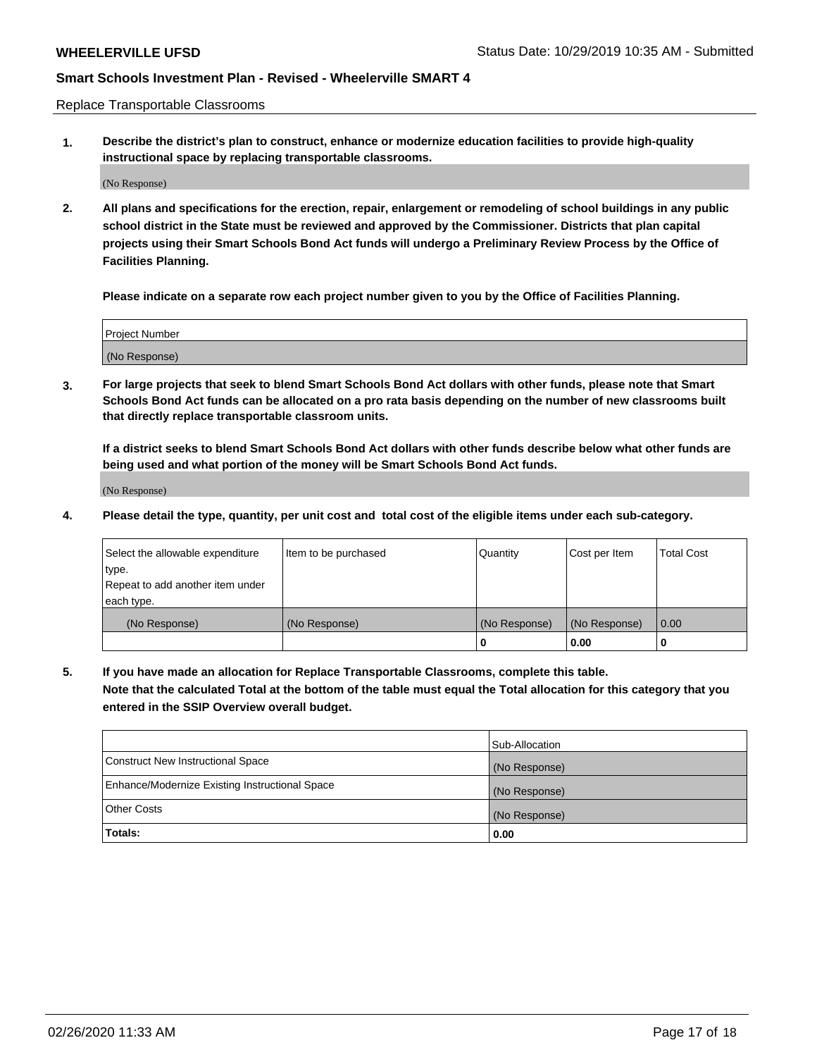Replace Transportable Classrooms

**1. Describe the district's plan to construct, enhance or modernize education facilities to provide high-quality instructional space by replacing transportable classrooms.**

(No Response)

**2. All plans and specifications for the erection, repair, enlargement or remodeling of school buildings in any public school district in the State must be reviewed and approved by the Commissioner. Districts that plan capital projects using their Smart Schools Bond Act funds will undergo a Preliminary Review Process by the Office of Facilities Planning.**

**Please indicate on a separate row each project number given to you by the Office of Facilities Planning.**

| Project Number |
|---|
| (No Response) |

**3. For large projects that seek to blend Smart Schools Bond Act dollars with other funds, please note that Smart Schools Bond Act funds can be allocated on a pro rata basis depending on the number of new classrooms built that directly replace transportable classroom units.**

**If a district seeks to blend Smart Schools Bond Act dollars with other funds describe below what other funds are being used and what portion of the money will be Smart Schools Bond Act funds.**

(No Response)

**4. Please detail the type, quantity, per unit cost and total cost of the eligible items under each sub-category.**

| Select the allowable expenditure type. Repeat to add another item under each type. | Item to be purchased | Quantity | Cost per Item | Total Cost |
|---|---|---|---|---|
| (No Response) | (No Response) | (No Response) | (No Response) | 0.00 |
| | | **0** | **0.00** | **0** |

**5. If you have made an allocation for Replace Transportable Classrooms, complete this table. Note that the calculated Total at the bottom of the table must equal the Total allocation for this category that you entered in the SSIP Overview overall budget.**

| | Sub-Allocation |
|---|---|
| Construct New Instructional Space | (No Response) |
| Enhance/Modernize Existing Instructional Space | (No Response) |
| Other Costs | (No Response) |
| **Totals:** | **0.00** |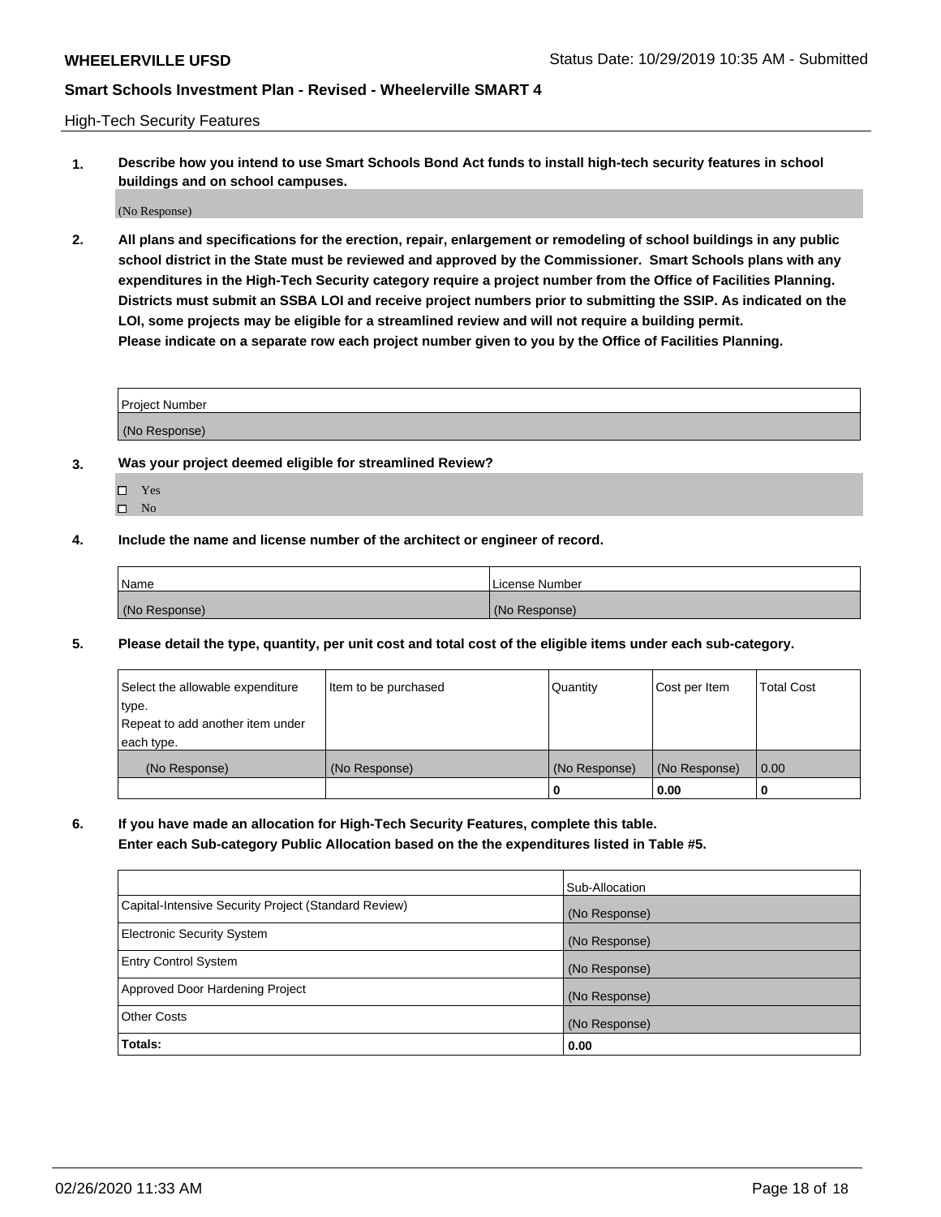High-Tech Security Features

**1. Describe how you intend to use Smart Schools Bond Act funds to install high-tech security features in school buildings and on school campuses.**

(No Response)

**2. All plans and specifications for the erection, repair, enlargement or remodeling of school buildings in any public school district in the State must be reviewed and approved by the Commissioner. Smart Schools plans with any expenditures in the High-Tech Security category require a project number from the Office of Facilities Planning. Districts must submit an SSBA LOI and receive project numbers prior to submitting the SSIP. As indicated on the LOI, some projects may be eligible for a streamlined review and will not require a building permit. Please indicate on a separate row each project number given to you by the Office of Facilities Planning.**

| Project Number |
|---|
| (No Response) |

**3. Was your project deemed eligible for streamlined Review?**

- ☐ Yes
- ☐ No

**4. Include the name and license number of the architect or engineer of record.**

| Name | License Number |
|---|---|
| (No Response) | (No Response) |

**5. Please detail the type, quantity, per unit cost and total cost of the eligible items under each sub-category.**

| Select the allowable expenditure type. Repeat to add another item under each type. | Item to be purchased | Quantity | Cost per Item | Total Cost |
|---|---|---|---|---|
| (No Response) | (No Response) | (No Response) | (No Response) | 0.00 |
| | | 0 | 0.00 | 0 |

**6. If you have made an allocation for High-Tech Security Features, complete this table. Enter each Sub-category Public Allocation based on the the expenditures listed in Table #5.**

| | Sub-Allocation |
|---|---|
| Capital-Intensive Security Project (Standard Review) | (No Response) |
| Electronic Security System | (No Response) |
| Entry Control System | (No Response) |
| Approved Door Hardening Project | (No Response) |
| Other Costs | (No Response) |
| **Totals:** | **0.00** |